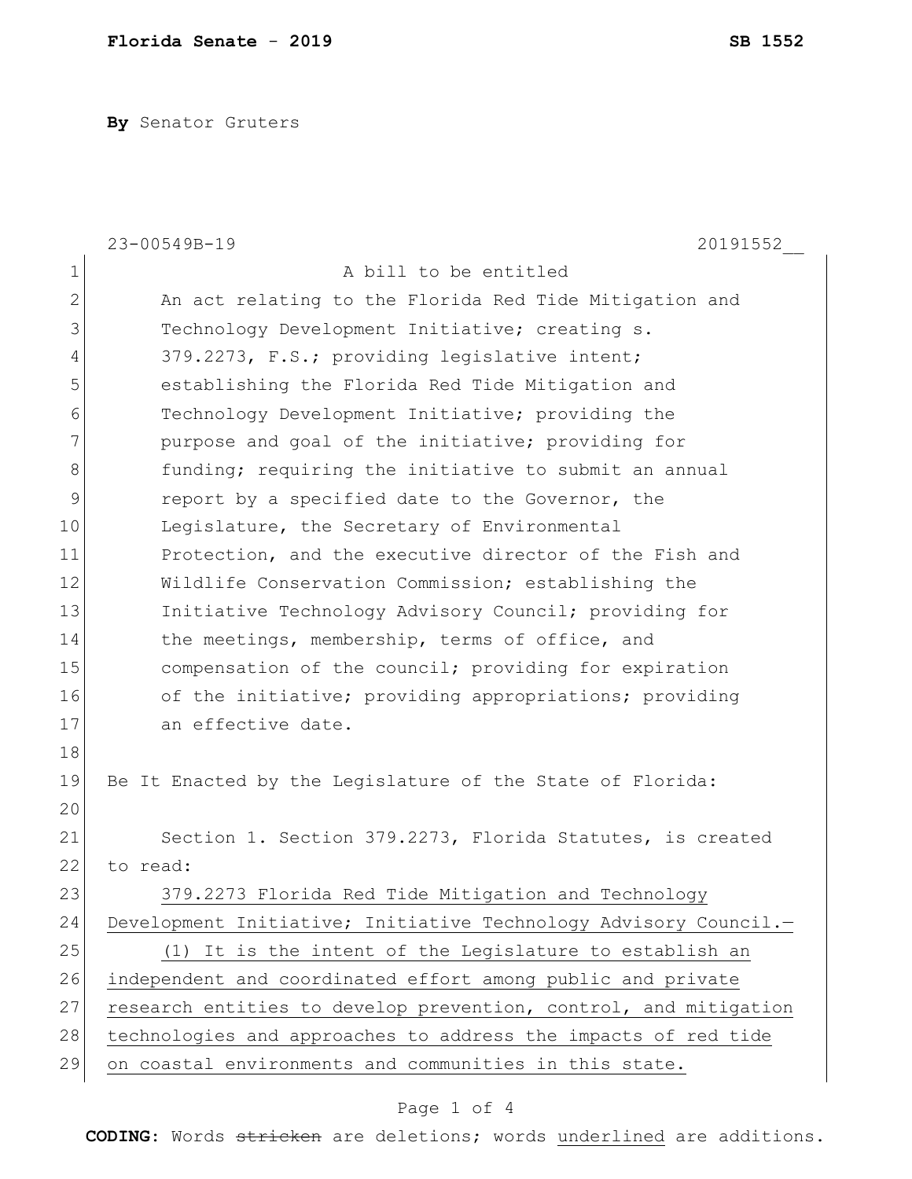**By** Senator Gruters

23-00549B-19 20191552__

A bill to be entitled

An act relating to the Florida Red Tide Mitigation and Technology Development Initiative; creating s. 379.2273, F.S.; providing legislative intent; establishing the Florida Red Tide Mitigation and Technology Development Initiative; providing the purpose and goal of the initiative; providing for funding; requiring the initiative to submit an annual report by a specified date to the Governor, the Legislature, the Secretary of Environmental Protection, and the executive director of the Fish and Wildlife Conservation Commission; establishing the Initiative Technology Advisory Council; providing for the meetings, membership, terms of office, and compensation of the council; providing for expiration of the initiative; providing appropriations; providing an effective date.

Be It Enacted by the Legislature of the State of Florida:

Section 1. Section 379.2273, Florida Statutes, is created to read:

<u>379.2273 Florida Red Tide Mitigation and Technology Development Initiative; Initiative Technology Advisory Council.—</u>

<u>(1) It is the intent of the Legislature to establish an independent and coordinated effort among public and private research entities to develop prevention, control, and mitigation technologies and approaches to address the impacts of red tide on coastal environments and communities in this state.</u>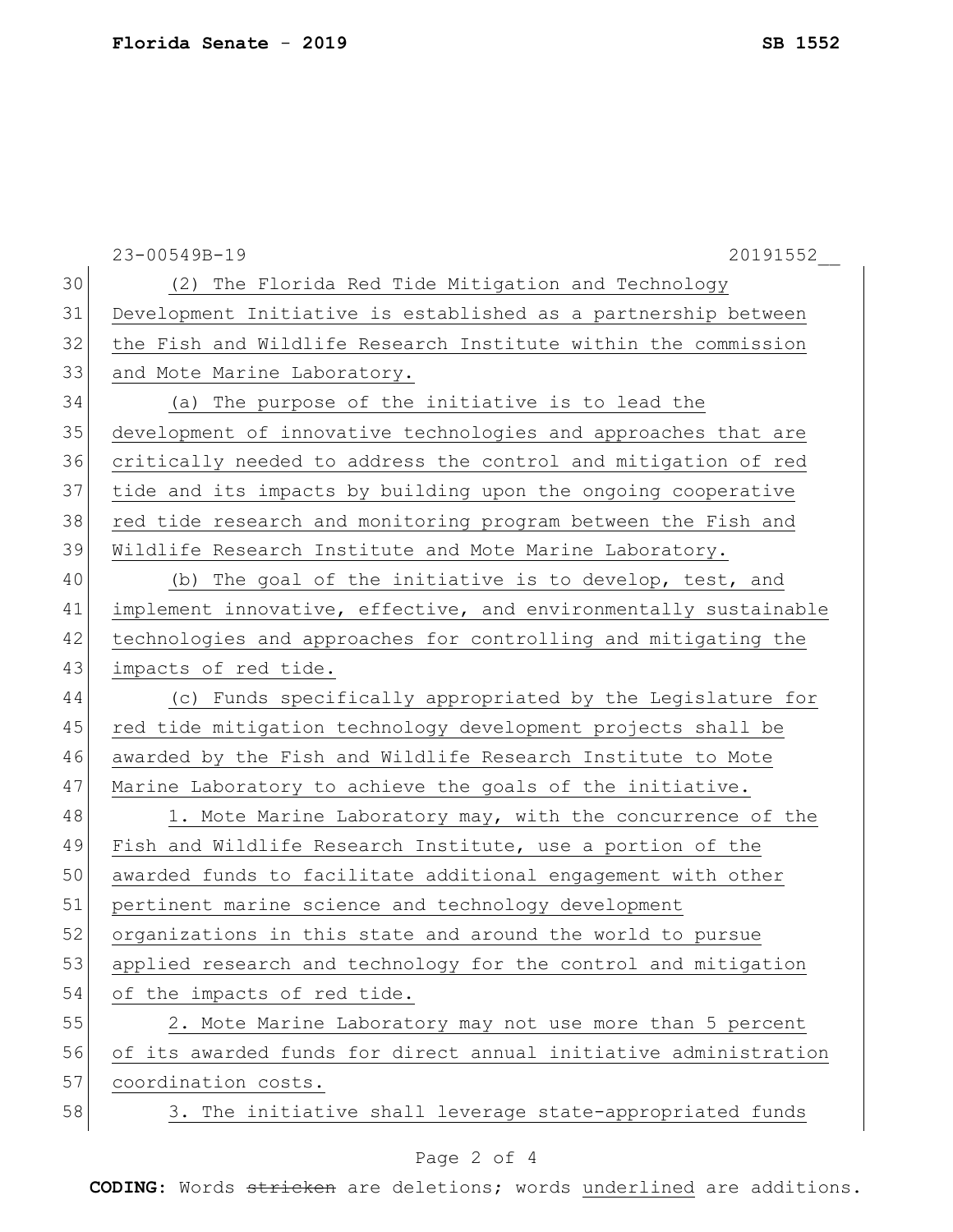(2) The Florida Red Tide Mitigation and Technology Development Initiative is established as a partnership between the Fish and Wildlife Research Institute within the commission and Mote Marine Laboratory.

(a) The purpose of the initiative is to lead the development of innovative technologies and approaches that are critically needed to address the control and mitigation of red tide and its impacts by building upon the ongoing cooperative red tide research and monitoring program between the Fish and Wildlife Research Institute and Mote Marine Laboratory.

(b) The goal of the initiative is to develop, test, and implement innovative, effective, and environmentally sustainable technologies and approaches for controlling and mitigating the impacts of red tide.

(c) Funds specifically appropriated by the Legislature for red tide mitigation technology development projects shall be awarded by the Fish and Wildlife Research Institute to Mote Marine Laboratory to achieve the goals of the initiative.

1. Mote Marine Laboratory may, with the concurrence of the Fish and Wildlife Research Institute, use a portion of the awarded funds to facilitate additional engagement with other pertinent marine science and technology development organizations in this state and around the world to pursue applied research and technology for the control and mitigation of the impacts of red tide.

2. Mote Marine Laboratory may not use more than 5 percent of its awarded funds for direct annual initiative administration coordination costs.

3. The initiative shall leverage state-appropriated funds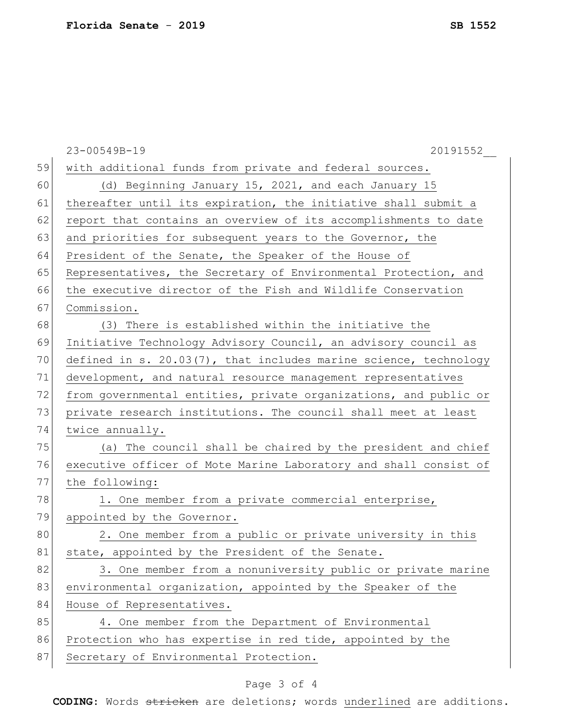with additional funds from private and federal sources.

(d) Beginning January 15, 2021, and each January 15 thereafter until its expiration, the initiative shall submit a report that contains an overview of its accomplishments to date and priorities for subsequent years to the Governor, the President of the Senate, the Speaker of the House of Representatives, the Secretary of Environmental Protection, and the executive director of the Fish and Wildlife Conservation Commission.

(3) There is established within the initiative the Initiative Technology Advisory Council, an advisory council as defined in s. 20.03(7), that includes marine science, technology development, and natural resource management representatives from governmental entities, private organizations, and public or private research institutions. The council shall meet at least twice annually.

(a) The council shall be chaired by the president and chief executive officer of Mote Marine Laboratory and shall consist of the following:

1. One member from a private commercial enterprise, appointed by the Governor.

2. One member from a public or private university in this state, appointed by the President of the Senate.

3. One member from a nonuniversity public or private marine environmental organization, appointed by the Speaker of the House of Representatives.

4. One member from the Department of Environmental Protection who has expertise in red tide, appointed by the Secretary of Environmental Protection.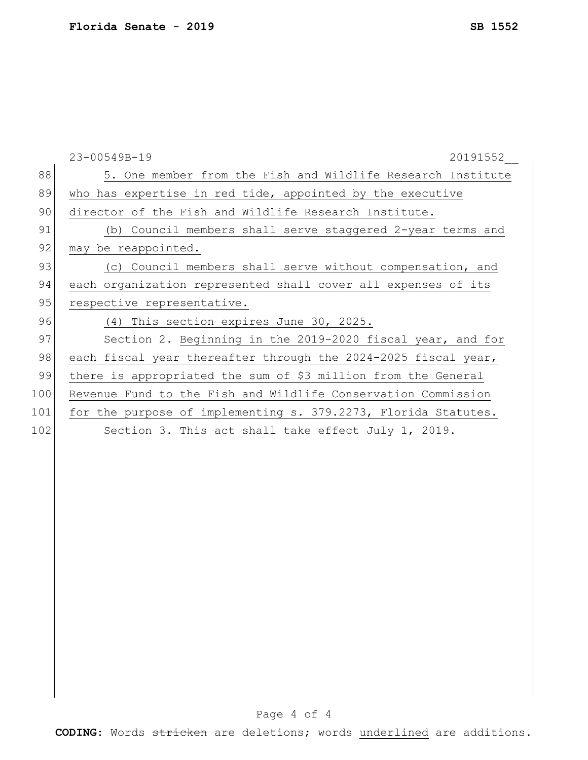23-00549B-19 20191552__

88 5. One member from the Fish and Wildlife Research Institute
89 who has expertise in red tide, appointed by the executive
90 director of the Fish and Wildlife Research Institute.

91 (b) Council members shall serve staggered 2-year terms and
92 may be reappointed.

93 (c) Council members shall serve without compensation, and
94 each organization represented shall cover all expenses of its
95 respective representative.

96 (4) This section expires June 30, 2025.

97 Section 2. Beginning in the 2019-2020 fiscal year, and for
98 each fiscal year thereafter through the 2024-2025 fiscal year,
99 there is appropriated the sum of $3 million from the General
100 Revenue Fund to the Fish and Wildlife Conservation Commission
101 for the purpose of implementing s. 379.2273, Florida Statutes.

102 Section 3. This act shall take effect July 1, 2019.

**CODING:** Words ~~stricken~~ are deletions; words <u>underlined</u> are additions.